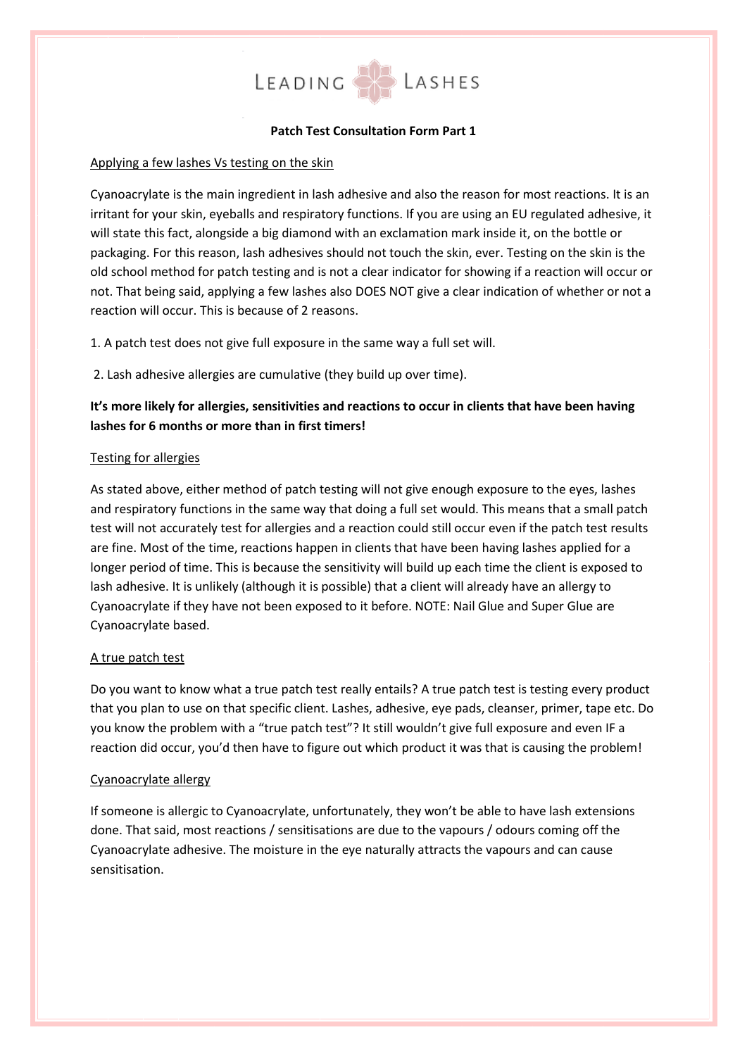# LEADING LASHES

## Patch Test Consultation Form Part 1

### Applying a few lashes Vs testing on the skin

Cyanoacrylate is the main ingredient in lash adhesive and also the reason for most reactions. It is an irritant for your skin, eyeballs and respiratory functions. If you are using an EU regulated adhesive, it will state this fact, alongside a big diamond with an exclamation mark inside it, on the bottle or packaging. For this reason, lash adhesives should not touch the skin, ever. Testing on the skin is the old school method for patch testing and is not a clear indicator for showing if a reaction will occur or not. That being said, applying a few lashes also DOES NOT give a clear indication of whether or not a reaction will occur. This is because of 2 reasons.

1. A patch test does not give full exposure in the same way a full set will.
2. Lash adhesive allergies are cumulative (they build up over time).

**It's more likely for allergies, sensitivities and reactions to occur in clients that have been having lashes for 6 months or more than in first timers!**

### Testing for allergies

As stated above, either method of patch testing will not give enough exposure to the eyes, lashes and respiratory functions in the same way that doing a full set would. This means that a small patch test will not accurately test for allergies and a reaction could still occur even if the patch test results are fine. Most of the time, reactions happen in clients that have been having lashes applied for a longer period of time. This is because the sensitivity will build up each time the client is exposed to lash adhesive. It is unlikely (although it is possible) that a client will already have an allergy to Cyanoacrylate if they have not been exposed to it before. NOTE: Nail Glue and Super Glue are Cyanoacrylate based.

### A true patch test

Do you want to know what a true patch test really entails? A true patch test is testing every product that you plan to use on that specific client. Lashes, adhesive, eye pads, cleanser, primer, tape etc. Do you know the problem with a "true patch test"? It still wouldn't give full exposure and even IF a reaction did occur, you'd then have to figure out which product it was that is causing the problem!

### Cyanoacrylate allergy

If someone is allergic to Cyanoacrylate, unfortunately, they won't be able to have lash extensions done. That said, most reactions / sensitisations are due to the vapours / odours coming off the Cyanoacrylate adhesive. The moisture in the eye naturally attracts the vapours and can cause sensitisation.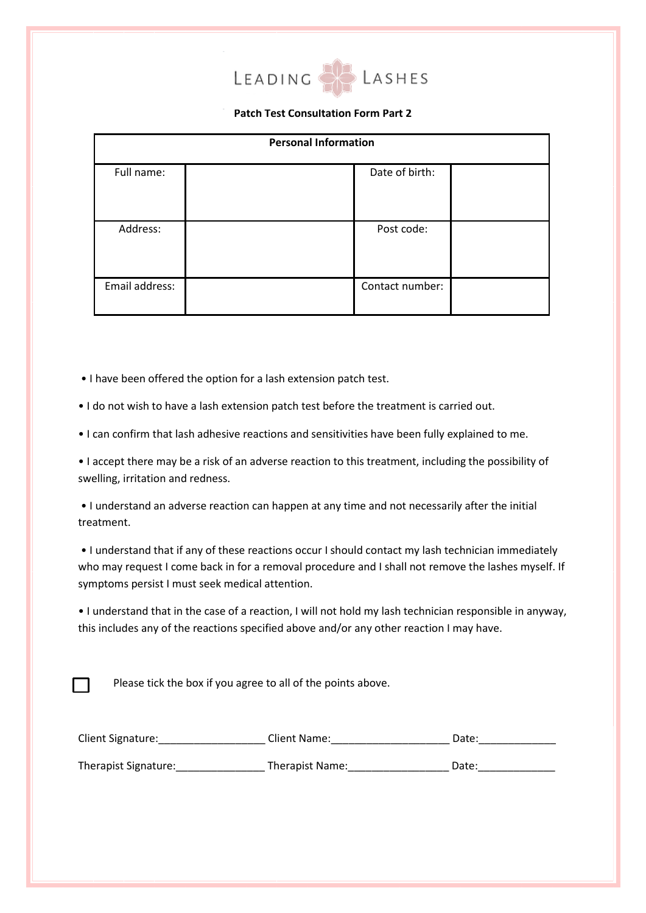LEADING LASHES

**Patch Test Consultation Form Part 2**

| Personal Information | | | |
|---|---|---|---|
| Full name: | | Date of birth: | |
| Address: | | Post code: | |
| Email address: | | Contact number: | |

- I have been offered the option for a lash extension patch test.
- I do not wish to have a lash extension patch test before the treatment is carried out.
- I can confirm that lash adhesive reactions and sensitivities have been fully explained to me.
- I accept there may be a risk of an adverse reaction to this treatment, including the possibility of swelling, irritation and redness.
- I understand an adverse reaction can happen at any time and not necessarily after the initial treatment.
- I understand that if any of these reactions occur I should contact my lash technician immediately who may request I come back in for a removal procedure and I shall not remove the lashes myself. If symptoms persist I must seek medical attention.
- I understand that in the case of a reaction, I will not hold my lash technician responsible in anyway, this includes any of the reactions specified above and/or any other reaction I may have.

☐ Please tick the box if you agree to all of the points above.

Client Signature:__________________ Client Name:____________________ Date:_____________

Therapist Signature:_______________ Therapist Name:_________________ Date:_____________